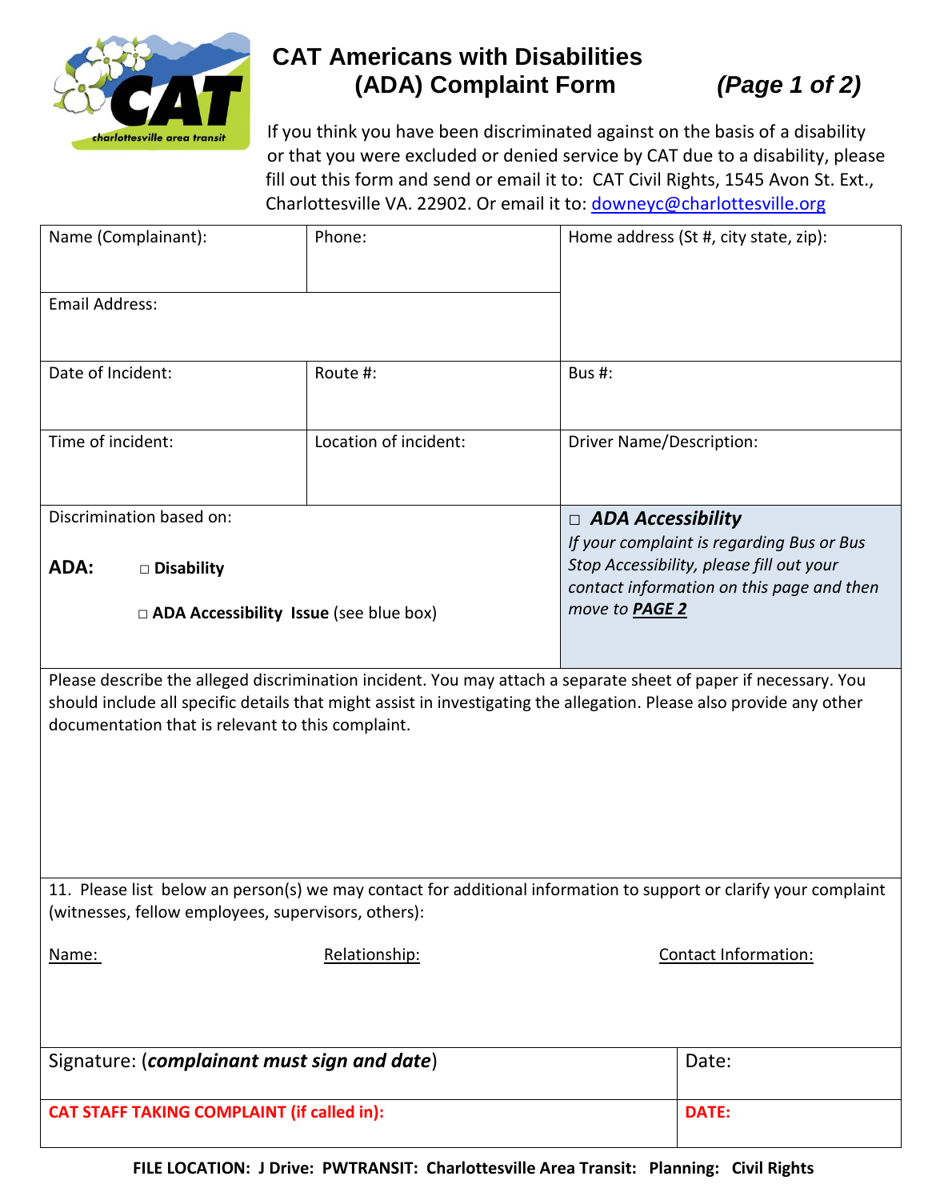# CAT Americans with Disabilities (ADA) Complaint Form *(Page 1 of 2)*

If you think you have been discriminated against on the basis of a disability or that you were excluded or denied service by CAT due to a disability, please fill out this form and send or email it to: CAT Civil Rights, 1545 Avon St. Ext., Charlottesville VA. 22902. Or email it to: downeyc@charlottesville.org

| Name (Complainant): | Phone: | Home address (St #, city state, zip): |
|---|---|---|
| Email Address: | | |
| Date of Incident: | Route #: | Bus #: |
| Time of incident: | Location of incident: | Driver Name/Description: |

Discrimination based on:

**ADA:** □ **Disability**

□ **ADA Accessibility Issue** (see blue box)

□ ***ADA Accessibility***
*If your complaint is regarding Bus or Bus Stop Accessibility, please fill out your contact information on this page and then move to* ***PAGE 2***

Please describe the alleged discrimination incident. You may attach a separate sheet of paper if necessary. You should include all specific details that might assist in investigating the allegation. Please also provide any other documentation that is relevant to this complaint.

11. Please list below an person(s) we may contact for additional information to support or clarify your complaint (witnesses, fellow employees, supervisors, others):

| Name: | Relationship: | Contact Information: |
|---|---|---|
| | | |

| Signature: (***complainant must sign and date***) | Date: |
|---|---|
| **CAT STAFF TAKING COMPLAINT (if called in):** | **DATE:** |

**FILE LOCATION: J Drive: PWTRANSIT: Charlottesville Area Transit: Planning: Civil Rights**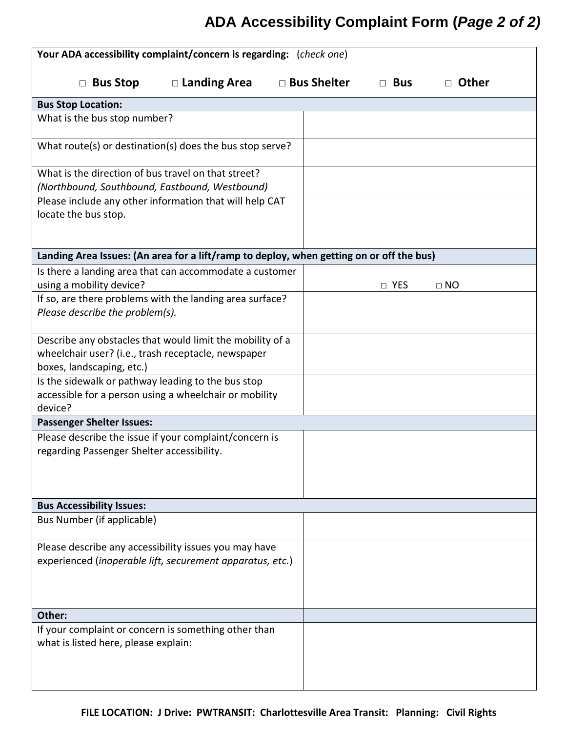# ADA Accessibility Complaint Form (*Page 2 of 2)*

| | |
|---|---|
| **Your ADA accessibility complaint/concern is regarding:** (*check one*) | |
| □ **Bus Stop** □ **Landing Area** □ **Bus Shelter** □ **Bus** □ **Other** | |
| **Bus Stop Location:** | |
| What is the bus stop number? | |
| What route(s) or destination(s) does the bus stop serve? | |
| What is the direction of bus travel on that street? *(Northbound, Southbound, Eastbound, Westbound)* | |
| Please include any other information that will help CAT locate the bus stop. | |
| **Landing Area Issues: (An area for a lift/ramp to deploy, when getting on or off the bus)** | |
| Is there a landing area that can accommodate a customer using a mobility device? | □ YES □ NO |
| If so, are there problems with the landing area surface? *Please describe the problem(s).* | |
| Describe any obstacles that would limit the mobility of a wheelchair user? (i.e., trash receptacle, newspaper boxes, landscaping, etc.) | |
| Is the sidewalk or pathway leading to the bus stop accessible for a person using a wheelchair or mobility device? | |
| **Passenger Shelter Issues:** | |
| Please describe the issue if your complaint/concern is regarding Passenger Shelter accessibility. | |
| **Bus Accessibility Issues:** | |
| Bus Number (if applicable) | |
| Please describe any accessibility issues you may have experienced (*inoperable lift, securement apparatus, etc.*) | |
| **Other:** | |
| If your complaint or concern is something other than what is listed here, please explain: | |

**FILE LOCATION: J Drive: PWTRANSIT: Charlottesville Area Transit: Planning: Civil Rights**